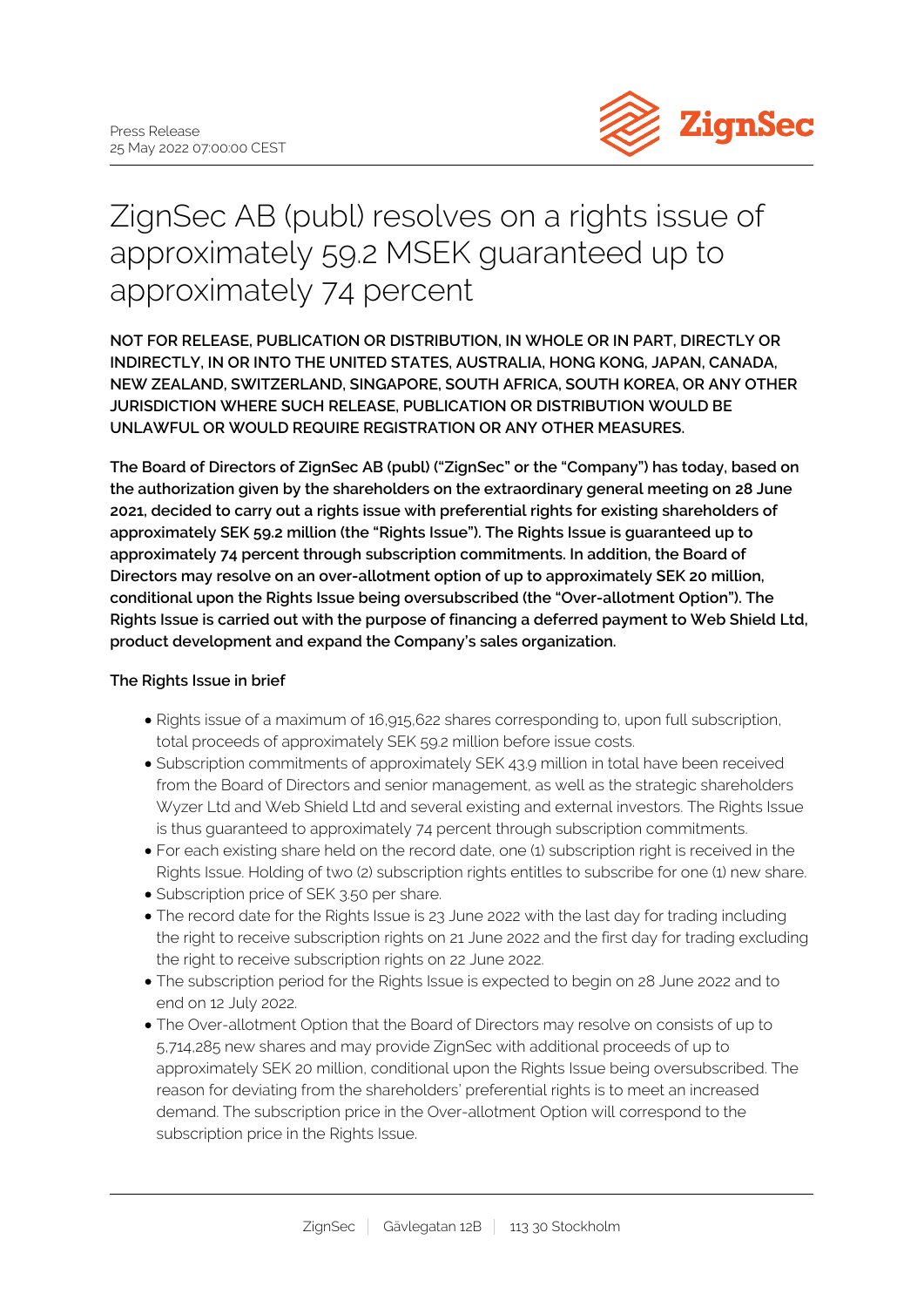Press Release
25 May 2022 07:00:00 CEST

# ZignSec AB (publ) resolves on a rights issue of approximately 59.2 MSEK guaranteed up to approximately 74 percent

**NOT FOR RELEASE, PUBLICATION OR DISTRIBUTION, IN WHOLE OR IN PART, DIRECTLY OR INDIRECTLY, IN OR INTO THE UNITED STATES, AUSTRALIA, HONG KONG, JAPAN, CANADA, NEW ZEALAND, SWITZERLAND, SINGAPORE, SOUTH AFRICA, SOUTH KOREA, OR ANY OTHER JURISDICTION WHERE SUCH RELEASE, PUBLICATION OR DISTRIBUTION WOULD BE UNLAWFUL OR WOULD REQUIRE REGISTRATION OR ANY OTHER MEASURES.**

**The Board of Directors of ZignSec AB (publ) ("ZignSec" or the "Company") has today, based on the authorization given by the shareholders on the extraordinary general meeting on 28 June 2021, decided to carry out a rights issue with preferential rights for existing shareholders of approximately SEK 59.2 million (the "Rights Issue"). The Rights Issue is guaranteed up to approximately 74 percent through subscription commitments. In addition, the Board of Directors may resolve on an over-allotment option of up to approximately SEK 20 million, conditional upon the Rights Issue being oversubscribed (the "Over-allotment Option"). The Rights Issue is carried out with the purpose of financing a deferred payment to Web Shield Ltd, product development and expand the Company's sales organization.**

**The Rights Issue in brief**

- Rights issue of a maximum of 16,915,622 shares corresponding to, upon full subscription, total proceeds of approximately SEK 59.2 million before issue costs.
- Subscription commitments of approximately SEK 43.9 million in total have been received from the Board of Directors and senior management, as well as the strategic shareholders Wyzer Ltd and Web Shield Ltd and several existing and external investors. The Rights Issue is thus guaranteed to approximately 74 percent through subscription commitments.
- For each existing share held on the record date, one (1) subscription right is received in the Rights Issue. Holding of two (2) subscription rights entitles to subscribe for one (1) new share.
- Subscription price of SEK 3.50 per share.
- The record date for the Rights Issue is 23 June 2022 with the last day for trading including the right to receive subscription rights on 21 June 2022 and the first day for trading excluding the right to receive subscription rights on 22 June 2022.
- The subscription period for the Rights Issue is expected to begin on 28 June 2022 and to end on 12 July 2022.
- The Over-allotment Option that the Board of Directors may resolve on consists of up to 5,714,285 new shares and may provide ZignSec with additional proceeds of up to approximately SEK 20 million, conditional upon the Rights Issue being oversubscribed. The reason for deviating from the shareholders' preferential rights is to meet an increased demand. The subscription price in the Over-allotment Option will correspond to the subscription price in the Rights Issue.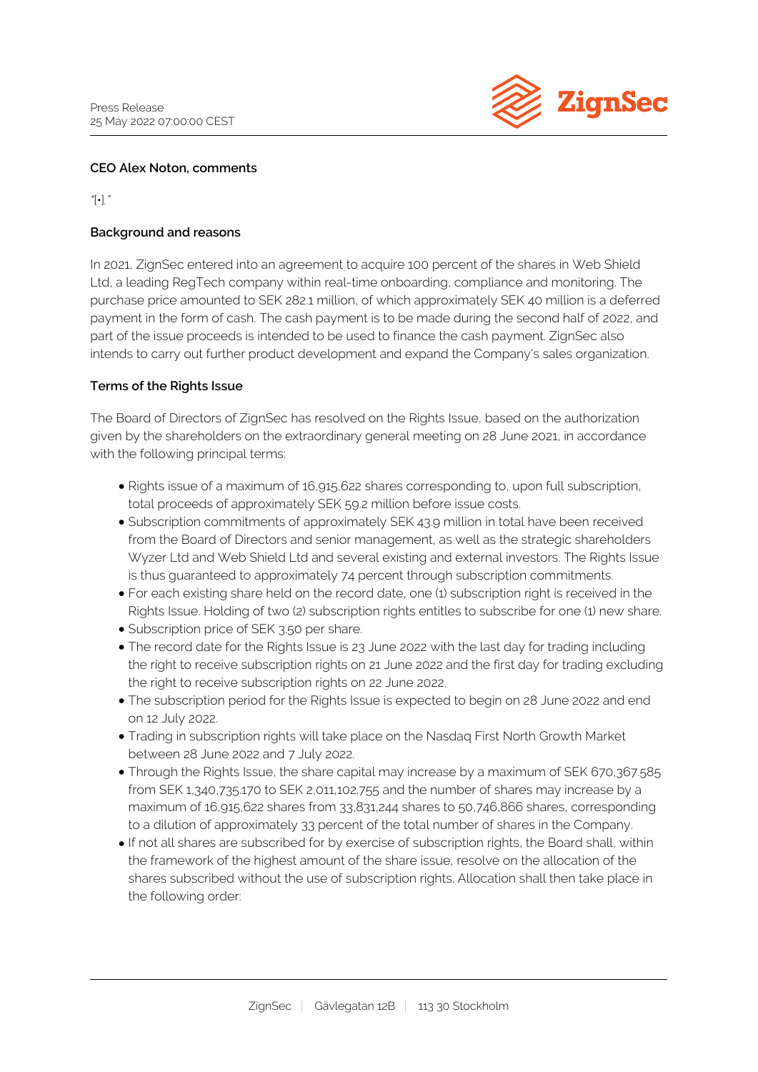**CEO Alex Noton, comments**

"[•]."

**Background and reasons**

In 2021, ZignSec entered into an agreement to acquire 100 percent of the shares in Web Shield Ltd, a leading RegTech company within real-time onboarding, compliance and monitoring. The purchase price amounted to SEK 282.1 million, of which approximately SEK 40 million is a deferred payment in the form of cash. The cash payment is to be made during the second half of 2022, and part of the issue proceeds is intended to be used to finance the cash payment. ZignSec also intends to carry out further product development and expand the Company's sales organization.

**Terms of the Rights Issue**

The Board of Directors of ZignSec has resolved on the Rights Issue, based on the authorization given by the shareholders on the extraordinary general meeting on 28 June 2021, in accordance with the following principal terms:

- Rights issue of a maximum of 16,915,622 shares corresponding to, upon full subscription, total proceeds of approximately SEK 59.2 million before issue costs.
- Subscription commitments of approximately SEK 43.9 million in total have been received from the Board of Directors and senior management, as well as the strategic shareholders Wyzer Ltd and Web Shield Ltd and several existing and external investors. The Rights Issue is thus guaranteed to approximately 74 percent through subscription commitments.
- For each existing share held on the record date, one (1) subscription right is received in the Rights Issue. Holding of two (2) subscription rights entitles to subscribe for one (1) new share.
- Subscription price of SEK 3.50 per share.
- The record date for the Rights Issue is 23 June 2022 with the last day for trading including the right to receive subscription rights on 21 June 2022 and the first day for trading excluding the right to receive subscription rights on 22 June 2022.
- The subscription period for the Rights Issue is expected to begin on 28 June 2022 and end on 12 July 2022.
- Trading in subscription rights will take place on the Nasdaq First North Growth Market between 28 June 2022 and 7 July 2022.
- Through the Rights Issue, the share capital may increase by a maximum of SEK 670,367.585 from SEK 1,340,735.170 to SEK 2,011,102.755 and the number of shares may increase by a maximum of 16,915,622 shares from 33,831,244 shares to 50,746,866 shares, corresponding to a dilution of approximately 33 percent of the total number of shares in the Company.
- If not all shares are subscribed for by exercise of subscription rights, the Board shall, within the framework of the highest amount of the share issue, resolve on the allocation of the shares subscribed without the use of subscription rights. Allocation shall then take place in the following order: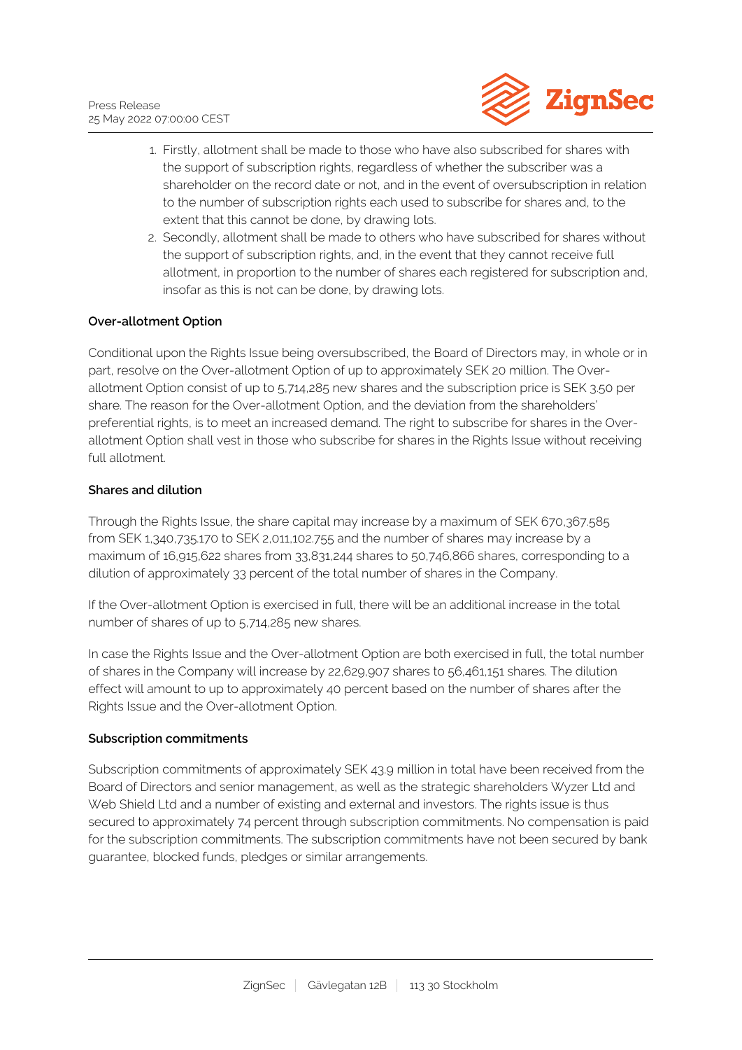1. Firstly, allotment shall be made to those who have also subscribed for shares with the support of subscription rights, regardless of whether the subscriber was a shareholder on the record date or not, and in the event of oversubscription in relation to the number of subscription rights each used to subscribe for shares and, to the extent that this cannot be done, by drawing lots.
2. Secondly, allotment shall be made to others who have subscribed for shares without the support of subscription rights, and, in the event that they cannot receive full allotment, in proportion to the number of shares each registered for subscription and, insofar as this is not can be done, by drawing lots.

**Over-allotment Option**

Conditional upon the Rights Issue being oversubscribed, the Board of Directors may, in whole or in part, resolve on the Over-allotment Option of up to approximately SEK 20 million. The Over-allotment Option consist of up to 5,714,285 new shares and the subscription price is SEK 3.50 per share. The reason for the Over-allotment Option, and the deviation from the shareholders' preferential rights, is to meet an increased demand. The right to subscribe for shares in the Over-allotment Option shall vest in those who subscribe for shares in the Rights Issue without receiving full allotment.

**Shares and dilution**

Through the Rights Issue, the share capital may increase by a maximum of SEK 670,367.585 from SEK 1,340,735.170 to SEK 2,011,102.755 and the number of shares may increase by a maximum of 16,915,622 shares from 33,831,244 shares to 50,746,866 shares, corresponding to a dilution of approximately 33 percent of the total number of shares in the Company.

If the Over-allotment Option is exercised in full, there will be an additional increase in the total number of shares of up to 5,714,285 new shares.

In case the Rights Issue and the Over-allotment Option are both exercised in full, the total number of shares in the Company will increase by 22,629,907 shares to 56,461,151 shares. The dilution effect will amount to up to approximately 40 percent based on the number of shares after the Rights Issue and the Over-allotment Option.

**Subscription commitments**

Subscription commitments of approximately SEK 43.9 million in total have been received from the Board of Directors and senior management, as well as the strategic shareholders Wyzer Ltd and Web Shield Ltd and a number of existing and external and investors. The rights issue is thus secured to approximately 74 percent through subscription commitments. No compensation is paid for the subscription commitments. The subscription commitments have not been secured by bank guarantee, blocked funds, pledges or similar arrangements.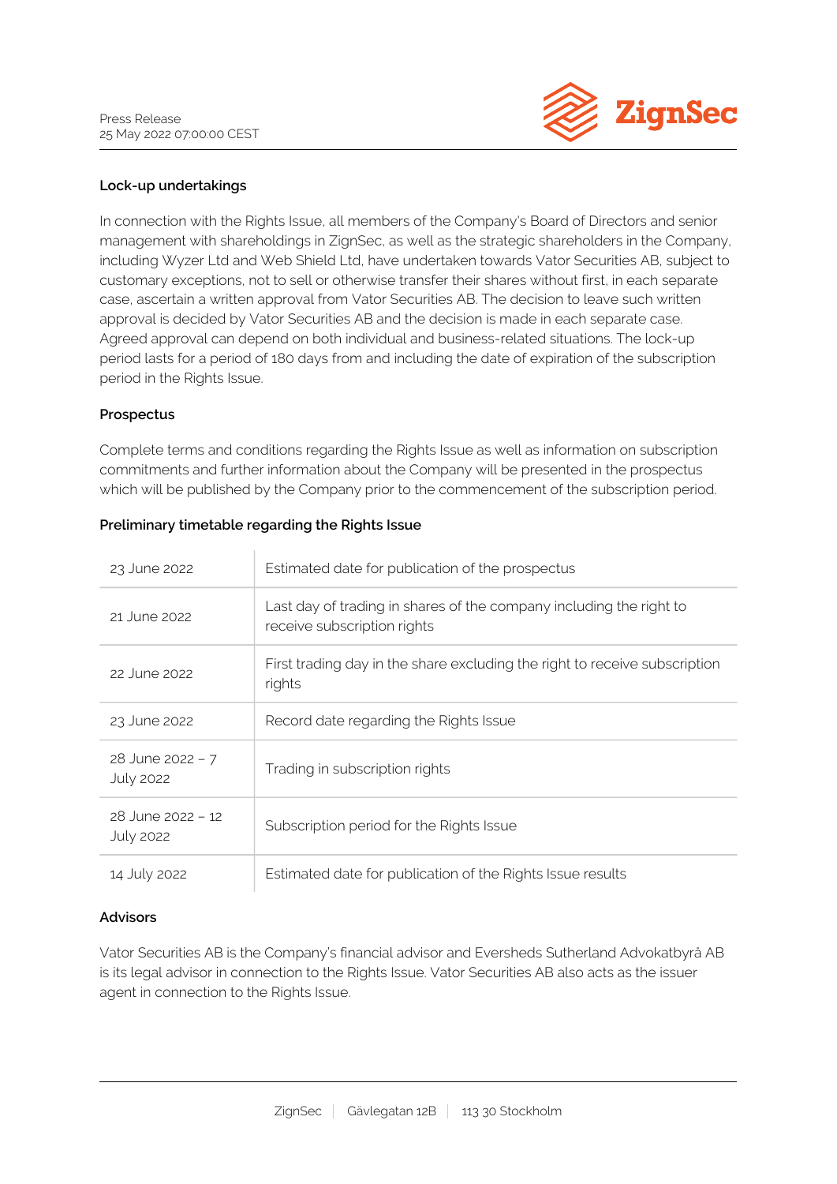### Lock-up undertakings

In connection with the Rights Issue, all members of the Company's Board of Directors and senior management with shareholdings in ZignSec, as well as the strategic shareholders in the Company, including Wyzer Ltd and Web Shield Ltd, have undertaken towards Vator Securities AB, subject to customary exceptions, not to sell or otherwise transfer their shares without first, in each separate case, ascertain a written approval from Vator Securities AB. The decision to leave such written approval is decided by Vator Securities AB and the decision is made in each separate case. Agreed approval can depend on both individual and business-related situations. The lock-up period lasts for a period of 180 days from and including the date of expiration of the subscription period in the Rights Issue.

### Prospectus

Complete terms and conditions regarding the Rights Issue as well as information on subscription commitments and further information about the Company will be presented in the prospectus which will be published by the Company prior to the commencement of the subscription period.

### Preliminary timetable regarding the Rights Issue

| | |
|---|---|
| 23 June 2022 | Estimated date for publication of the prospectus |
| 21 June 2022 | Last day of trading in shares of the company including the right to receive subscription rights |
| 22 June 2022 | First trading day in the share excluding the right to receive subscription rights |
| 23 June 2022 | Record date regarding the Rights Issue |
| 28 June 2022 – 7 July 2022 | Trading in subscription rights |
| 28 June 2022 – 12 July 2022 | Subscription period for the Rights Issue |
| 14 July 2022 | Estimated date for publication of the Rights Issue results |

### Advisors

Vator Securities AB is the Company's financial advisor and Eversheds Sutherland Advokatbyrå AB is its legal advisor in connection to the Rights Issue. Vator Securities AB also acts as the issuer agent in connection to the Rights Issue.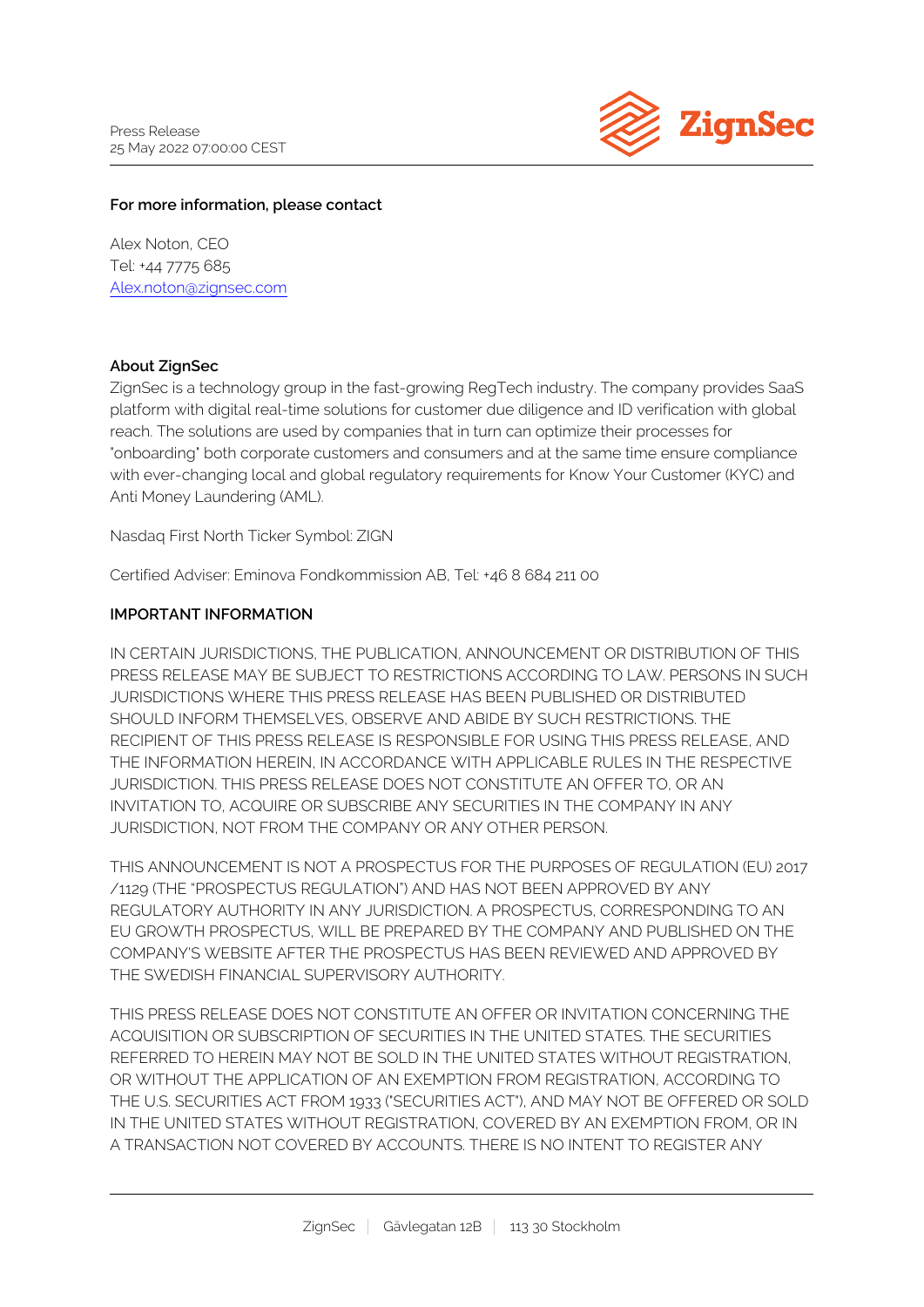**For more information, please contact**

Alex Noton, CEO
Tel: +44 7775 685
Alex.noton@zignsec.com

**About ZignSec**
ZignSec is a technology group in the fast-growing RegTech industry. The company provides SaaS platform with digital real-time solutions for customer due diligence and ID verification with global reach. The solutions are used by companies that in turn can optimize their processes for "onboarding" both corporate customers and consumers and at the same time ensure compliance with ever-changing local and global regulatory requirements for Know Your Customer (KYC) and Anti Money Laundering (AML).

Nasdaq First North Ticker Symbol: ZIGN

Certified Adviser: Eminova Fondkommission AB, Tel: +46 8 684 211 00

**IMPORTANT INFORMATION**

IN CERTAIN JURISDICTIONS, THE PUBLICATION, ANNOUNCEMENT OR DISTRIBUTION OF THIS PRESS RELEASE MAY BE SUBJECT TO RESTRICTIONS ACCORDING TO LAW. PERSONS IN SUCH JURISDICTIONS WHERE THIS PRESS RELEASE HAS BEEN PUBLISHED OR DISTRIBUTED SHOULD INFORM THEMSELVES, OBSERVE AND ABIDE BY SUCH RESTRICTIONS. THE RECIPIENT OF THIS PRESS RELEASE IS RESPONSIBLE FOR USING THIS PRESS RELEASE, AND THE INFORMATION HEREIN, IN ACCORDANCE WITH APPLICABLE RULES IN THE RESPECTIVE JURISDICTION. THIS PRESS RELEASE DOES NOT CONSTITUTE AN OFFER TO, OR AN INVITATION TO, ACQUIRE OR SUBSCRIBE ANY SECURITIES IN THE COMPANY IN ANY JURISDICTION, NOT FROM THE COMPANY OR ANY OTHER PERSON.

THIS ANNOUNCEMENT IS NOT A PROSPECTUS FOR THE PURPOSES OF REGULATION (EU) 2017 /1129 (THE "PROSPECTUS REGULATION") AND HAS NOT BEEN APPROVED BY ANY REGULATORY AUTHORITY IN ANY JURISDICTION. A PROSPECTUS, CORRESPONDING TO AN EU GROWTH PROSPECTUS, WILL BE PREPARED BY THE COMPANY AND PUBLISHED ON THE COMPANY'S WEBSITE AFTER THE PROSPECTUS HAS BEEN REVIEWED AND APPROVED BY THE SWEDISH FINANCIAL SUPERVISORY AUTHORITY.

THIS PRESS RELEASE DOES NOT CONSTITUTE AN OFFER OR INVITATION CONCERNING THE ACQUISITION OR SUBSCRIPTION OF SECURITIES IN THE UNITED STATES. THE SECURITIES REFERRED TO HEREIN MAY NOT BE SOLD IN THE UNITED STATES WITHOUT REGISTRATION, OR WITHOUT THE APPLICATION OF AN EXEMPTION FROM REGISTRATION, ACCORDING TO THE U.S. SECURITIES ACT FROM 1933 ("SECURITIES ACT"), AND MAY NOT BE OFFERED OR SOLD IN THE UNITED STATES WITHOUT REGISTRATION, COVERED BY AN EXEMPTION FROM, OR IN A TRANSACTION NOT COVERED BY ACCOUNTS. THERE IS NO INTENT TO REGISTER ANY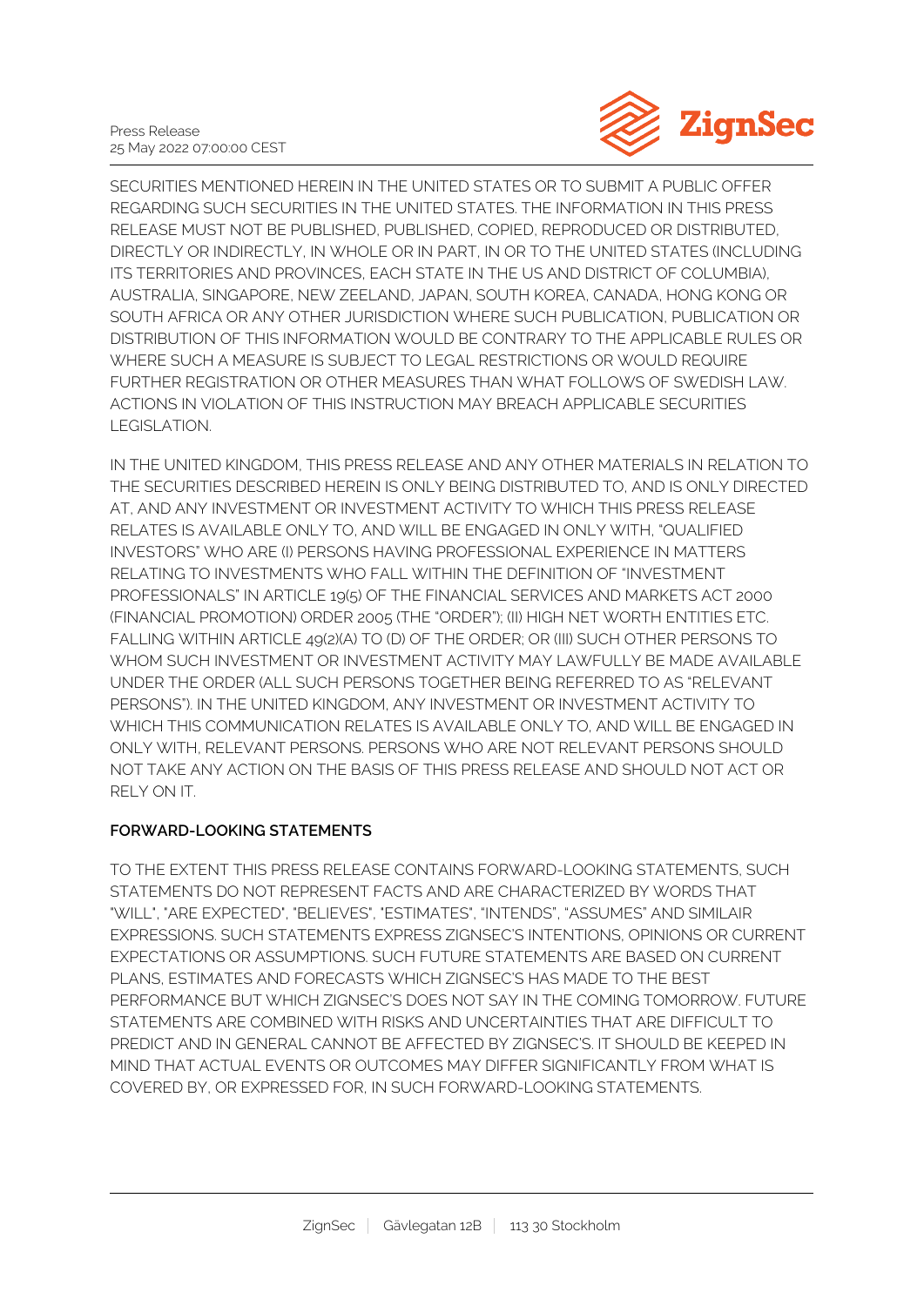SECURITIES MENTIONED HEREIN IN THE UNITED STATES OR TO SUBMIT A PUBLIC OFFER REGARDING SUCH SECURITIES IN THE UNITED STATES. THE INFORMATION IN THIS PRESS RELEASE MUST NOT BE PUBLISHED, PUBLISHED, COPIED, REPRODUCED OR DISTRIBUTED, DIRECTLY OR INDIRECTLY, IN WHOLE OR IN PART, IN OR TO THE UNITED STATES (INCLUDING ITS TERRITORIES AND PROVINCES, EACH STATE IN THE US AND DISTRICT OF COLUMBIA), AUSTRALIA, SINGAPORE, NEW ZEELAND, JAPAN, SOUTH KOREA, CANADA, HONG KONG OR SOUTH AFRICA OR ANY OTHER JURISDICTION WHERE SUCH PUBLICATION, PUBLICATION OR DISTRIBUTION OF THIS INFORMATION WOULD BE CONTRARY TO THE APPLICABLE RULES OR WHERE SUCH A MEASURE IS SUBJECT TO LEGAL RESTRICTIONS OR WOULD REQUIRE FURTHER REGISTRATION OR OTHER MEASURES THAN WHAT FOLLOWS OF SWEDISH LAW. ACTIONS IN VIOLATION OF THIS INSTRUCTION MAY BREACH APPLICABLE SECURITIES LEGISLATION.

IN THE UNITED KINGDOM, THIS PRESS RELEASE AND ANY OTHER MATERIALS IN RELATION TO THE SECURITIES DESCRIBED HEREIN IS ONLY BEING DISTRIBUTED TO, AND IS ONLY DIRECTED AT, AND ANY INVESTMENT OR INVESTMENT ACTIVITY TO WHICH THIS PRESS RELEASE RELATES IS AVAILABLE ONLY TO, AND WILL BE ENGAGED IN ONLY WITH, "QUALIFIED INVESTORS" WHO ARE (I) PERSONS HAVING PROFESSIONAL EXPERIENCE IN MATTERS RELATING TO INVESTMENTS WHO FALL WITHIN THE DEFINITION OF "INVESTMENT PROFESSIONALS" IN ARTICLE 19(5) OF THE FINANCIAL SERVICES AND MARKETS ACT 2000 (FINANCIAL PROMOTION) ORDER 2005 (THE "ORDER"); (II) HIGH NET WORTH ENTITIES ETC. FALLING WITHIN ARTICLE 49(2)(A) TO (D) OF THE ORDER; OR (III) SUCH OTHER PERSONS TO WHOM SUCH INVESTMENT OR INVESTMENT ACTIVITY MAY LAWFULLY BE MADE AVAILABLE UNDER THE ORDER (ALL SUCH PERSONS TOGETHER BEING REFERRED TO AS "RELEVANT PERSONS"). IN THE UNITED KINGDOM, ANY INVESTMENT OR INVESTMENT ACTIVITY TO WHICH THIS COMMUNICATION RELATES IS AVAILABLE ONLY TO, AND WILL BE ENGAGED IN ONLY WITH, RELEVANT PERSONS. PERSONS WHO ARE NOT RELEVANT PERSONS SHOULD NOT TAKE ANY ACTION ON THE BASIS OF THIS PRESS RELEASE AND SHOULD NOT ACT OR RELY ON IT.

**FORWARD-LOOKING STATEMENTS**

TO THE EXTENT THIS PRESS RELEASE CONTAINS FORWARD-LOOKING STATEMENTS, SUCH STATEMENTS DO NOT REPRESENT FACTS AND ARE CHARACTERIZED BY WORDS THAT "WILL", "ARE EXPECTED", "BELIEVES", "ESTIMATES", "INTENDS", "ASSUMES" AND SIMILAIR EXPRESSIONS. SUCH STATEMENTS EXPRESS ZIGNSEC'S INTENTIONS, OPINIONS OR CURRENT EXPECTATIONS OR ASSUMPTIONS. SUCH FUTURE STATEMENTS ARE BASED ON CURRENT PLANS, ESTIMATES AND FORECASTS WHICH ZIGNSEC'S HAS MADE TO THE BEST PERFORMANCE BUT WHICH ZIGNSEC'S DOES NOT SAY IN THE COMING TOMORROW. FUTURE STATEMENTS ARE COMBINED WITH RISKS AND UNCERTAINTIES THAT ARE DIFFICULT TO PREDICT AND IN GENERAL CANNOT BE AFFECTED BY ZIGNSEC'S. IT SHOULD BE KEEPED IN MIND THAT ACTUAL EVENTS OR OUTCOMES MAY DIFFER SIGNIFICANTLY FROM WHAT IS COVERED BY, OR EXPRESSED FOR, IN SUCH FORWARD-LOOKING STATEMENTS.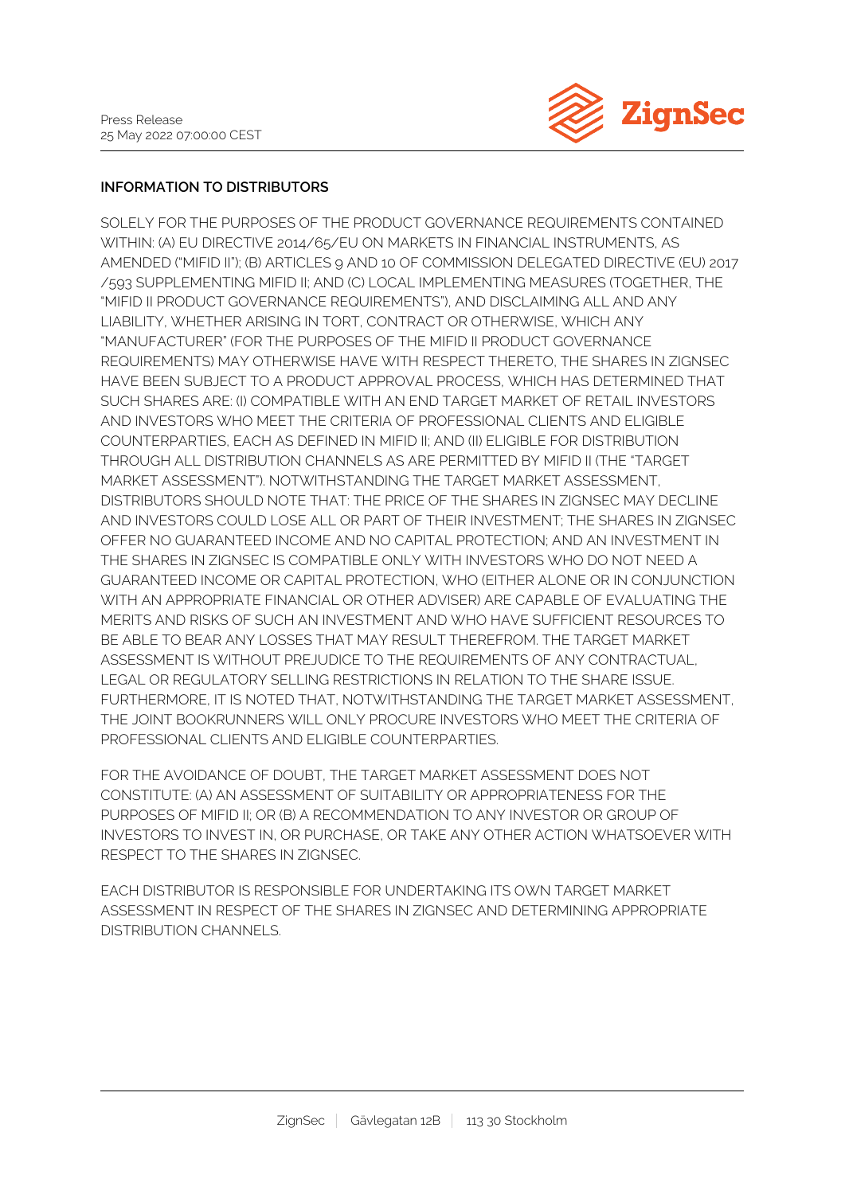**INFORMATION TO DISTRIBUTORS**

SOLELY FOR THE PURPOSES OF THE PRODUCT GOVERNANCE REQUIREMENTS CONTAINED WITHIN: (A) EU DIRECTIVE 2014/65/EU ON MARKETS IN FINANCIAL INSTRUMENTS, AS AMENDED ("MIFID II"); (B) ARTICLES 9 AND 10 OF COMMISSION DELEGATED DIRECTIVE (EU) 2017/593 SUPPLEMENTING MIFID II; AND (C) LOCAL IMPLEMENTING MEASURES (TOGETHER, THE "MIFID II PRODUCT GOVERNANCE REQUIREMENTS"), AND DISCLAIMING ALL AND ANY LIABILITY, WHETHER ARISING IN TORT, CONTRACT OR OTHERWISE, WHICH ANY "MANUFACTURER" (FOR THE PURPOSES OF THE MIFID II PRODUCT GOVERNANCE REQUIREMENTS) MAY OTHERWISE HAVE WITH RESPECT THERETO, THE SHARES IN ZIGNSEC HAVE BEEN SUBJECT TO A PRODUCT APPROVAL PROCESS, WHICH HAS DETERMINED THAT SUCH SHARES ARE: (I) COMPATIBLE WITH AN END TARGET MARKET OF RETAIL INVESTORS AND INVESTORS WHO MEET THE CRITERIA OF PROFESSIONAL CLIENTS AND ELIGIBLE COUNTERPARTIES, EACH AS DEFINED IN MIFID II; AND (II) ELIGIBLE FOR DISTRIBUTION THROUGH ALL DISTRIBUTION CHANNELS AS ARE PERMITTED BY MIFID II (THE "TARGET MARKET ASSESSMENT"). NOTWITHSTANDING THE TARGET MARKET ASSESSMENT, DISTRIBUTORS SHOULD NOTE THAT: THE PRICE OF THE SHARES IN ZIGNSEC MAY DECLINE AND INVESTORS COULD LOSE ALL OR PART OF THEIR INVESTMENT; THE SHARES IN ZIGNSEC OFFER NO GUARANTEED INCOME AND NO CAPITAL PROTECTION; AND AN INVESTMENT IN THE SHARES IN ZIGNSEC IS COMPATIBLE ONLY WITH INVESTORS WHO DO NOT NEED A GUARANTEED INCOME OR CAPITAL PROTECTION, WHO (EITHER ALONE OR IN CONJUNCTION WITH AN APPROPRIATE FINANCIAL OR OTHER ADVISER) ARE CAPABLE OF EVALUATING THE MERITS AND RISKS OF SUCH AN INVESTMENT AND WHO HAVE SUFFICIENT RESOURCES TO BE ABLE TO BEAR ANY LOSSES THAT MAY RESULT THEREFROM. THE TARGET MARKET ASSESSMENT IS WITHOUT PREJUDICE TO THE REQUIREMENTS OF ANY CONTRACTUAL, LEGAL OR REGULATORY SELLING RESTRICTIONS IN RELATION TO THE SHARE ISSUE. FURTHERMORE, IT IS NOTED THAT, NOTWITHSTANDING THE TARGET MARKET ASSESSMENT, THE JOINT BOOKRUNNERS WILL ONLY PROCURE INVESTORS WHO MEET THE CRITERIA OF PROFESSIONAL CLIENTS AND ELIGIBLE COUNTERPARTIES.

FOR THE AVOIDANCE OF DOUBT, THE TARGET MARKET ASSESSMENT DOES NOT CONSTITUTE: (A) AN ASSESSMENT OF SUITABILITY OR APPROPRIATENESS FOR THE PURPOSES OF MIFID II; OR (B) A RECOMMENDATION TO ANY INVESTOR OR GROUP OF INVESTORS TO INVEST IN, OR PURCHASE, OR TAKE ANY OTHER ACTION WHATSOEVER WITH RESPECT TO THE SHARES IN ZIGNSEC.

EACH DISTRIBUTOR IS RESPONSIBLE FOR UNDERTAKING ITS OWN TARGET MARKET ASSESSMENT IN RESPECT OF THE SHARES IN ZIGNSEC AND DETERMINING APPROPRIATE DISTRIBUTION CHANNELS.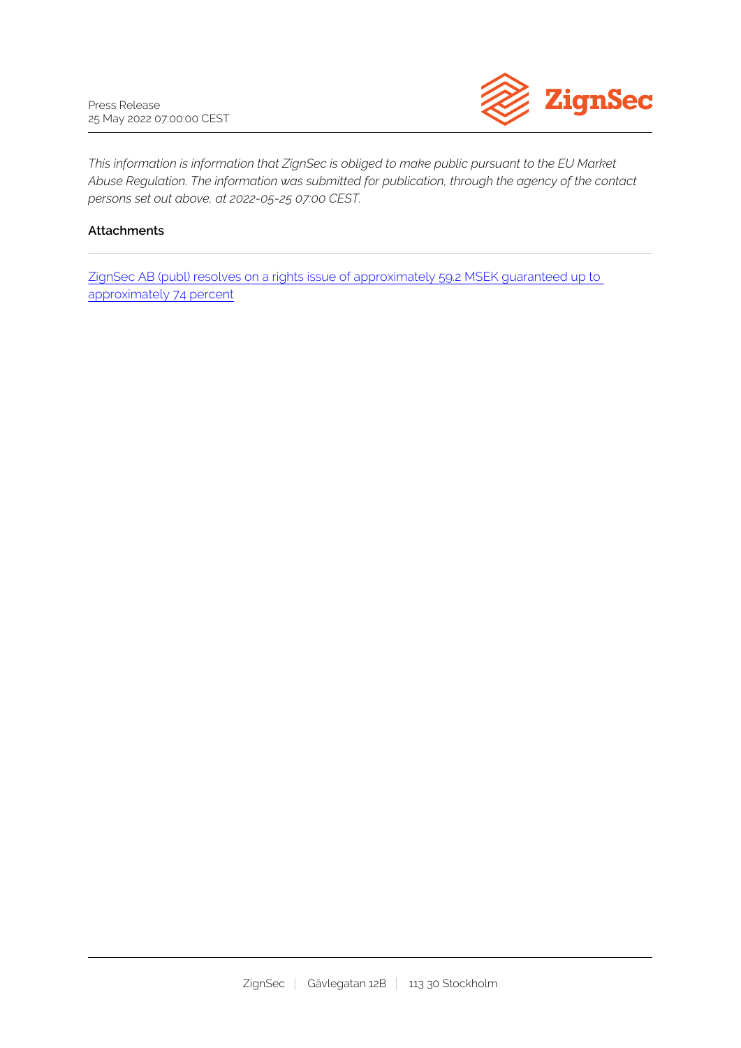*This information is information that ZignSec is obliged to make public pursuant to the EU Market Abuse Regulation. The information was submitted for publication, through the agency of the contact persons set out above, at 2022-05-25 07:00 CEST.*

**Attachments**

ZignSec AB (publ) resolves on a rights issue of approximately 59.2 MSEK guaranteed up to approximately 74 percent